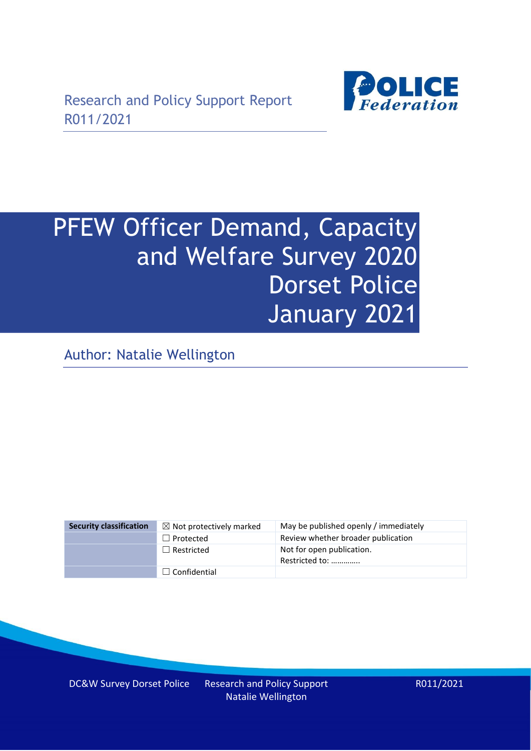Research and Policy Support Report
R011/2021

# PFEW Officer Demand, Capacity and Welfare Survey 2020 Dorset Police January 2021

Author: Natalie Wellington

| Security classification | ☒ Not protectively marked | May be published openly / immediately |
|---|---|---|
| | ☐ Protected | Review whether broader publication |
| | ☐ Restricted | Not for open publication. Restricted to: ………… |
| | ☐ Confidential | |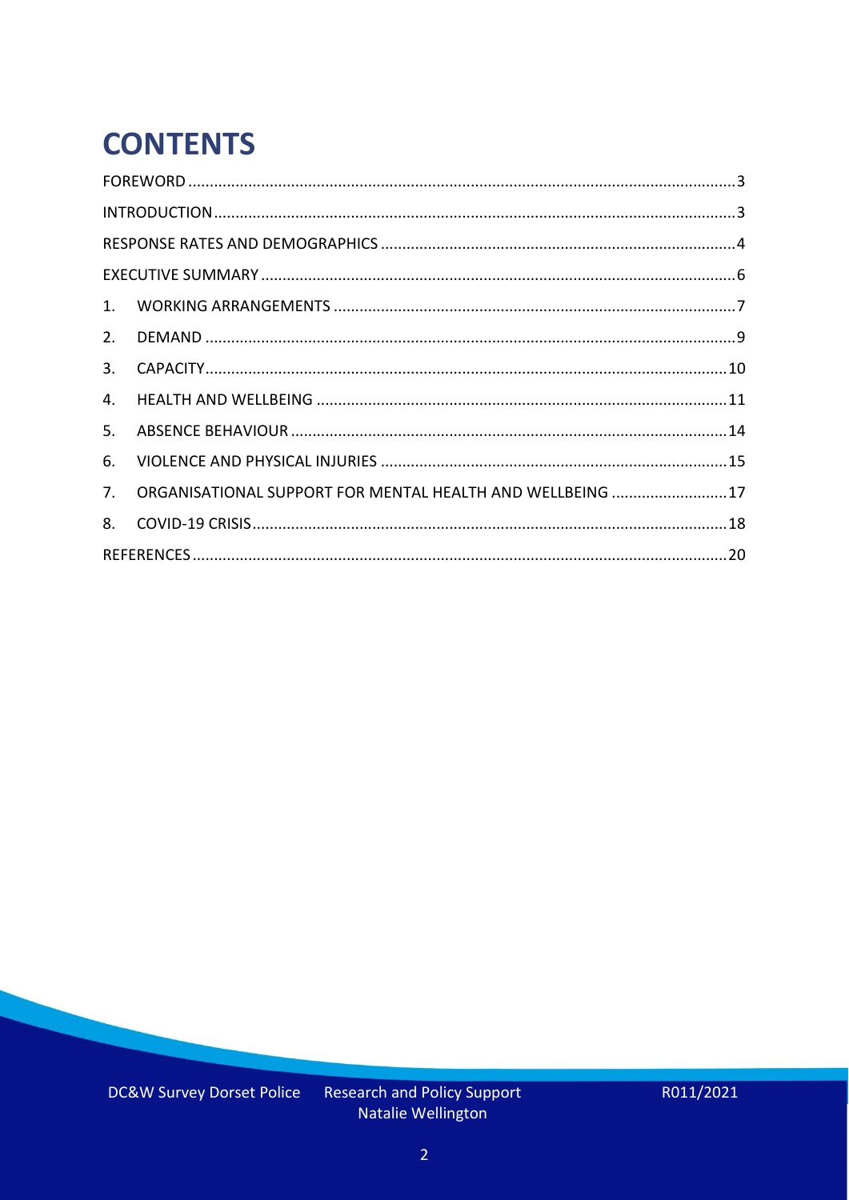# CONTENTS

FOREWORD .......... 3

INTRODUCTION .......... 3

RESPONSE RATES AND DEMOGRAPHICS .......... 4

EXECUTIVE SUMMARY .......... 6

1. WORKING ARRANGEMENTS .......... 7
2. DEMAND .......... 9
3. CAPACITY .......... 10
4. HEALTH AND WELLBEING .......... 11
5. ABSENCE BEHAVIOUR .......... 14
6. VIOLENCE AND PHYSICAL INJURIES .......... 15
7. ORGANISATIONAL SUPPORT FOR MENTAL HEALTH AND WELLBEING .......... 17
8. COVID-19 CRISIS .......... 18

REFERENCES .......... 20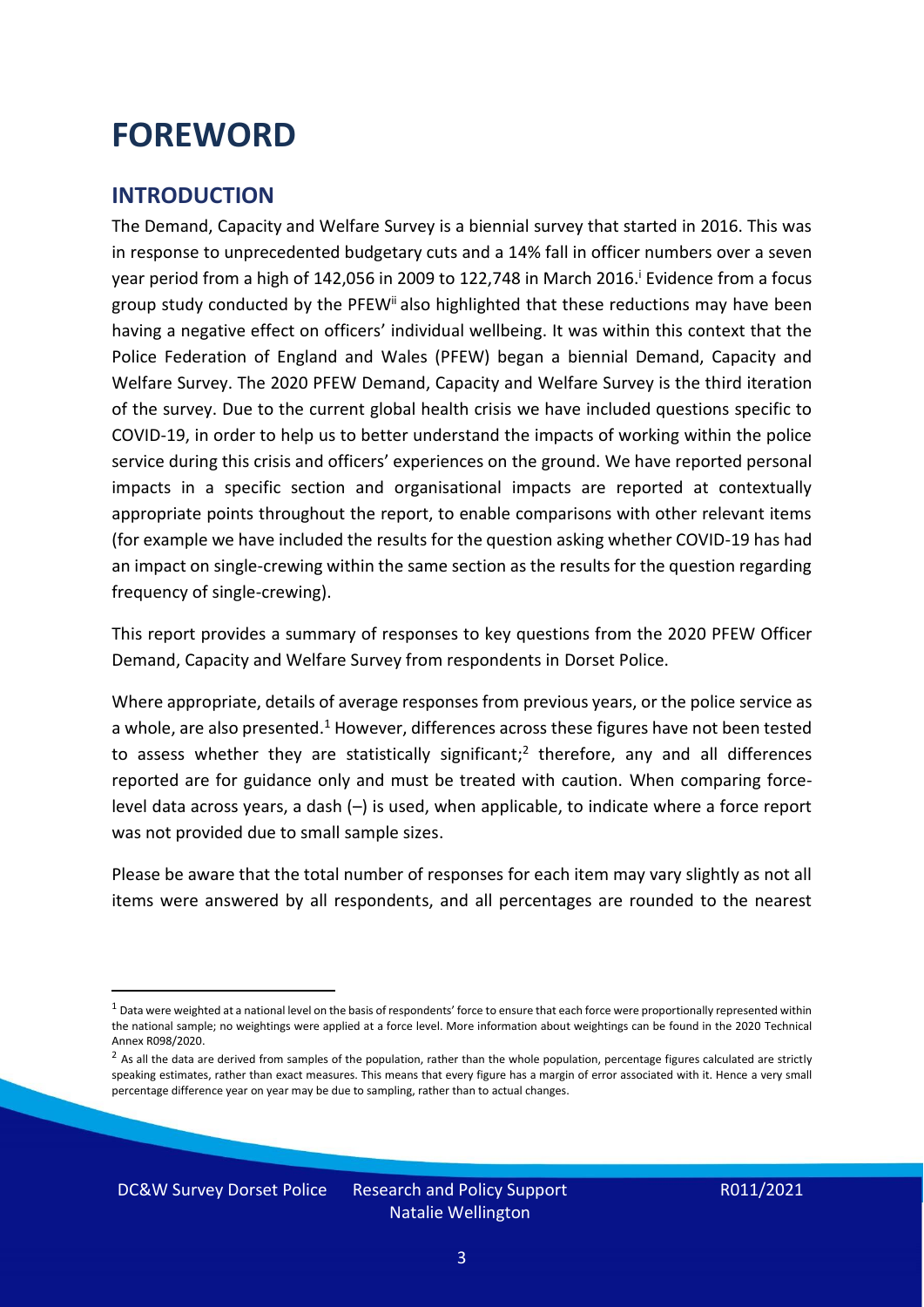# FOREWORD

## INTRODUCTION

The Demand, Capacity and Welfare Survey is a biennial survey that started in 2016. This was in response to unprecedented budgetary cuts and a 14% fall in officer numbers over a seven year period from a high of 142,056 in 2009 to 122,748 in March 2016.[i] Evidence from a focus group study conducted by the PFEW[ii] also highlighted that these reductions may have been having a negative effect on officers' individual wellbeing. It was within this context that the Police Federation of England and Wales (PFEW) began a biennial Demand, Capacity and Welfare Survey. The 2020 PFEW Demand, Capacity and Welfare Survey is the third iteration of the survey. Due to the current global health crisis we have included questions specific to COVID-19, in order to help us to better understand the impacts of working within the police service during this crisis and officers' experiences on the ground. We have reported personal impacts in a specific section and organisational impacts are reported at contextually appropriate points throughout the report, to enable comparisons with other relevant items (for example we have included the results for the question asking whether COVID-19 has had an impact on single-crewing within the same section as the results for the question regarding frequency of single-crewing).

This report provides a summary of responses to key questions from the 2020 PFEW Officer Demand, Capacity and Welfare Survey from respondents in Dorset Police.

Where appropriate, details of average responses from previous years, or the police service as a whole, are also presented.[1] However, differences across these figures have not been tested to assess whether they are statistically significant;[2] therefore, any and all differences reported are for guidance only and must be treated with caution. When comparing force-level data across years, a dash (–) is used, when applicable, to indicate where a force report was not provided due to small sample sizes.

Please be aware that the total number of responses for each item may vary slightly as not all items were answered by all respondents, and all percentages are rounded to the nearest

[1] Data were weighted at a national level on the basis of respondents' force to ensure that each force were proportionally represented within the national sample; no weightings were applied at a force level. More information about weightings can be found in the 2020 Technical Annex R098/2020.

[2] As all the data are derived from samples of the population, rather than the whole population, percentage figures calculated are strictly speaking estimates, rather than exact measures. This means that every figure has a margin of error associated with it. Hence a very small percentage difference year on year may be due to sampling, rather than to actual changes.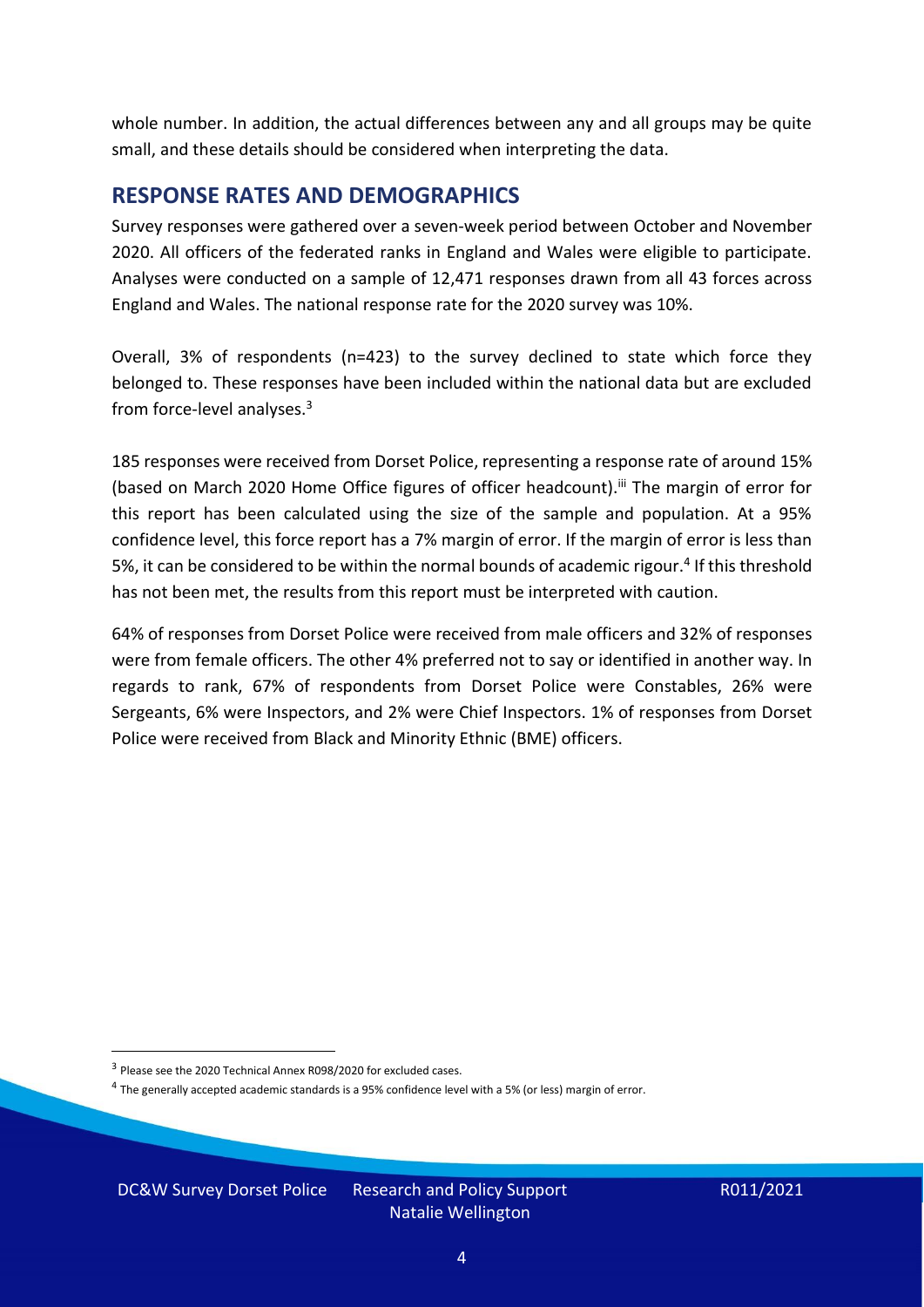whole number. In addition, the actual differences between any and all groups may be quite small, and these details should be considered when interpreting the data.

## RESPONSE RATES AND DEMOGRAPHICS

Survey responses were gathered over a seven-week period between October and November 2020. All officers of the federated ranks in England and Wales were eligible to participate. Analyses were conducted on a sample of 12,471 responses drawn from all 43 forces across England and Wales. The national response rate for the 2020 survey was 10%.

Overall, 3% of respondents (n=423) to the survey declined to state which force they belonged to. These responses have been included within the national data but are excluded from force-level analyses.[3]

185 responses were received from Dorset Police, representing a response rate of around 15% (based on March 2020 Home Office figures of officer headcount).[iii] The margin of error for this report has been calculated using the size of the sample and population. At a 95% confidence level, this force report has a 7% margin of error. If the margin of error is less than 5%, it can be considered to be within the normal bounds of academic rigour.[4] If this threshold has not been met, the results from this report must be interpreted with caution.

64% of responses from Dorset Police were received from male officers and 32% of responses were from female officers. The other 4% preferred not to say or identified in another way. In regards to rank, 67% of respondents from Dorset Police were Constables, 26% were Sergeants, 6% were Inspectors, and 2% were Chief Inspectors. 1% of responses from Dorset Police were received from Black and Minority Ethnic (BME) officers.

[3] Please see the 2020 Technical Annex R098/2020 for excluded cases.

[4] The generally accepted academic standards is a 95% confidence level with a 5% (or less) margin of error.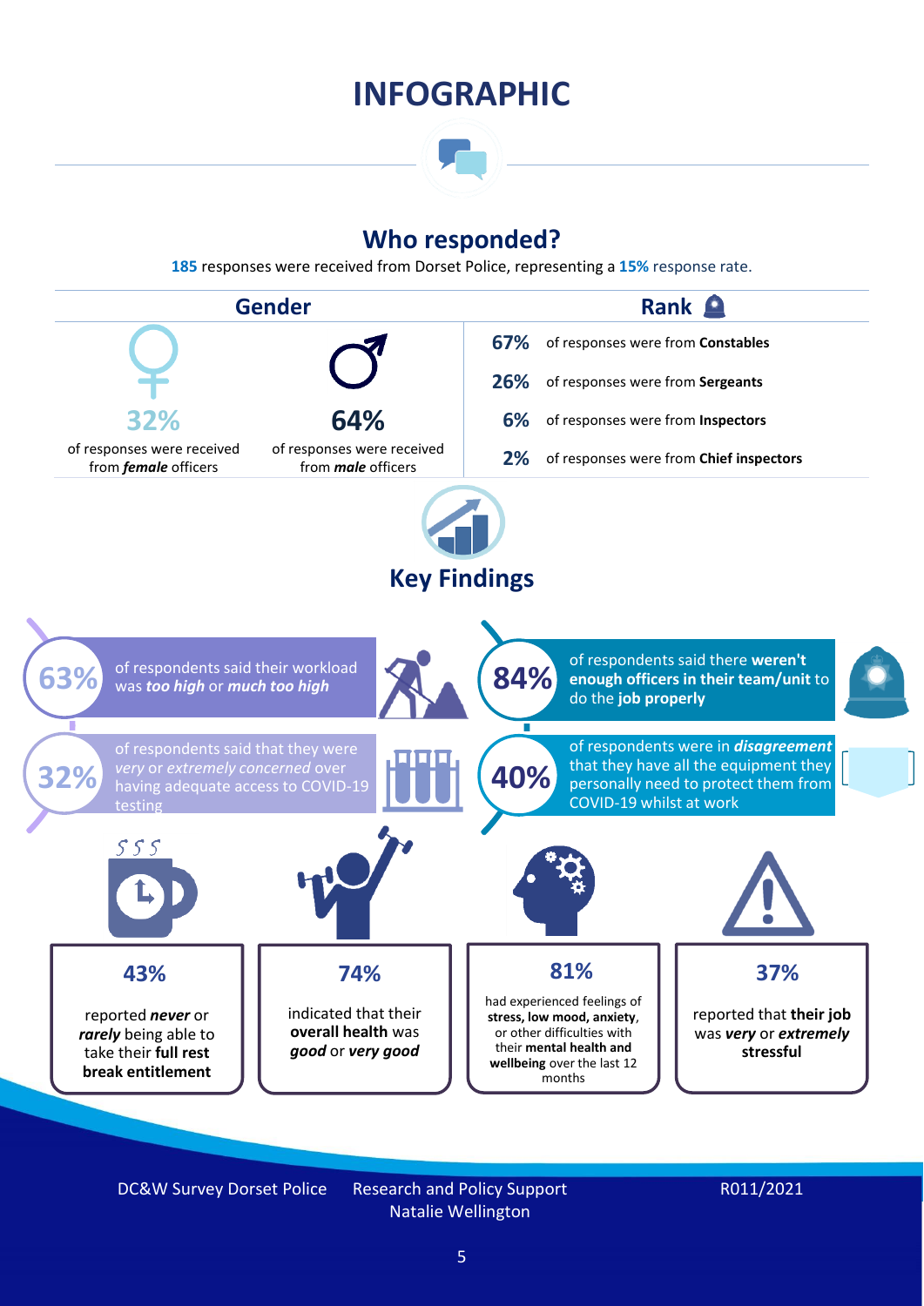# INFOGRAPHIC

## Who responded?

**185** responses were received from Dorset Police, representing a **15%** response rate.

### Gender

**32%** of responses were received from ***female*** officers

**64%** of responses were received from ***male*** officers

### Rank

**67%** of responses were from **Constables**

**26%** of responses were from **Sergeants**

**6%** of responses were from **Inspectors**

**2%** of responses were from **Chief inspectors**

## Key Findings

**63%** of respondents said their workload was ***too high*** or ***much too high***

**84%** of respondents said there **weren't enough officers in their team/unit** to do the **job properly**

**32%** of respondents said that they were *very* or *extremely concerned* over having adequate access to COVID-19 testing

**40%** of respondents were in ***disagreement*** that they have all the equipment they personally need to protect them from COVID-19 whilst at work

**43%** reported ***never*** or ***rarely*** being able to take their **full rest break entitlement**

**74%** indicated that their **overall health** was ***good*** or ***very good***

**81%** had experienced feelings of **stress, low mood, anxiety**, or other difficulties with their **mental health and wellbeing** over the last 12 months

**37%** reported that **their job** was ***very*** or ***extremely*** **stressful**

DC&W Survey Dorset Police — Research and Policy Support, Natalie Wellington — R011/2021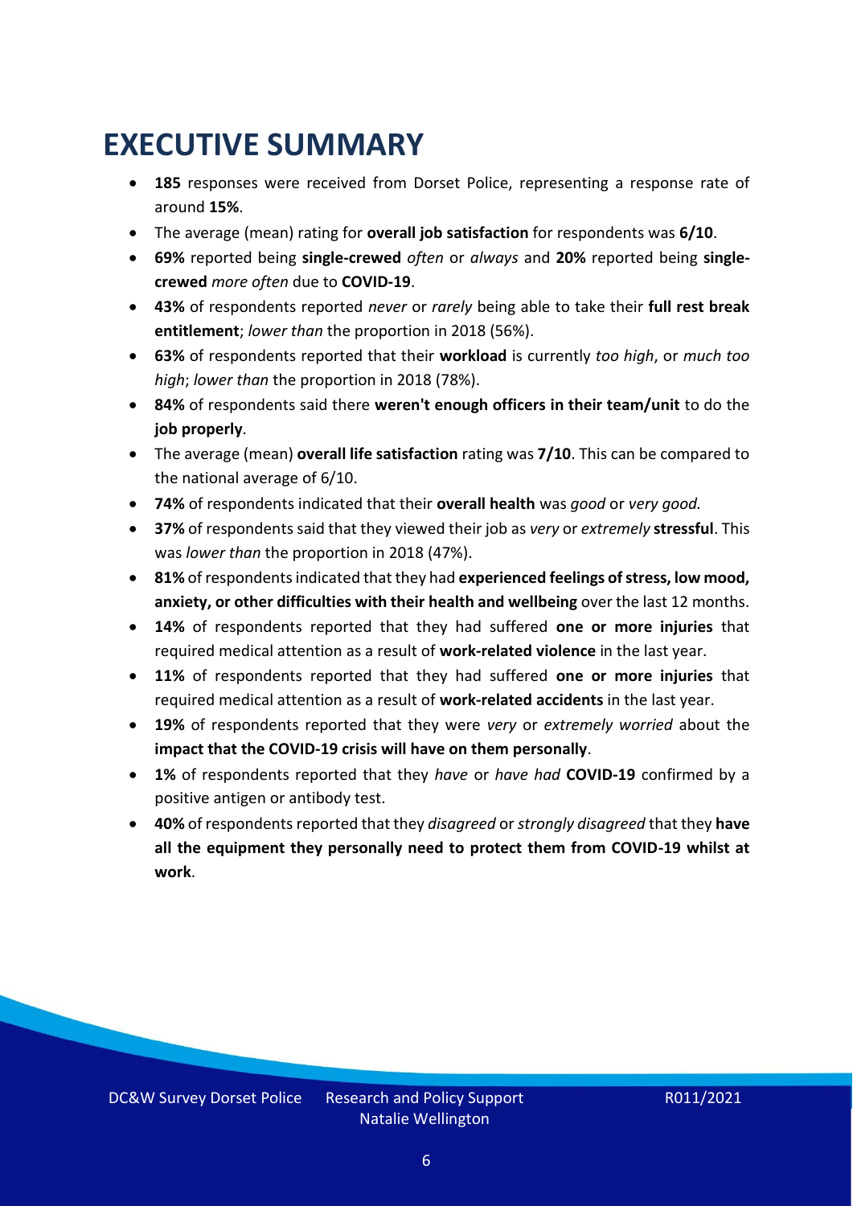# EXECUTIVE SUMMARY

- **185** responses were received from Dorset Police, representing a response rate of around **15%**.
- The average (mean) rating for **overall job satisfaction** for respondents was **6/10**.
- **69%** reported being **single-crewed** *often* or *always* and **20%** reported being **single-crewed** *more often* due to **COVID-19**.
- **43%** of respondents reported *never* or *rarely* being able to take their **full rest break entitlement**; *lower than* the proportion in 2018 (56%).
- **63%** of respondents reported that their **workload** is currently *too high*, or *much too high*; *lower than* the proportion in 2018 (78%).
- **84%** of respondents said there **weren't enough officers in their team/unit** to do the **job properly**.
- The average (mean) **overall life satisfaction** rating was **7/10**. This can be compared to the national average of 6/10.
- **74%** of respondents indicated that their **overall health** was *good* or *very good.*
- **37%** of respondents said that they viewed their job as *very* or *extremely* **stressful**. This was *lower than* the proportion in 2018 (47%).
- **81%** of respondents indicated that they had **experienced feelings of stress, low mood, anxiety, or other difficulties with their health and wellbeing** over the last 12 months.
- **14%** of respondents reported that they had suffered **one or more injuries** that required medical attention as a result of **work-related violence** in the last year.
- **11%** of respondents reported that they had suffered **one or more injuries** that required medical attention as a result of **work-related accidents** in the last year.
- **19%** of respondents reported that they were *very* or *extremely worried* about the **impact that the COVID-19 crisis will have on them personally**.
- **1%** of respondents reported that they *have* or *have had* **COVID-19** confirmed by a positive antigen or antibody test.
- **40%** of respondents reported that they *disagreed* or *strongly disagreed* that they **have all the equipment they personally need to protect them from COVID-19 whilst at work**.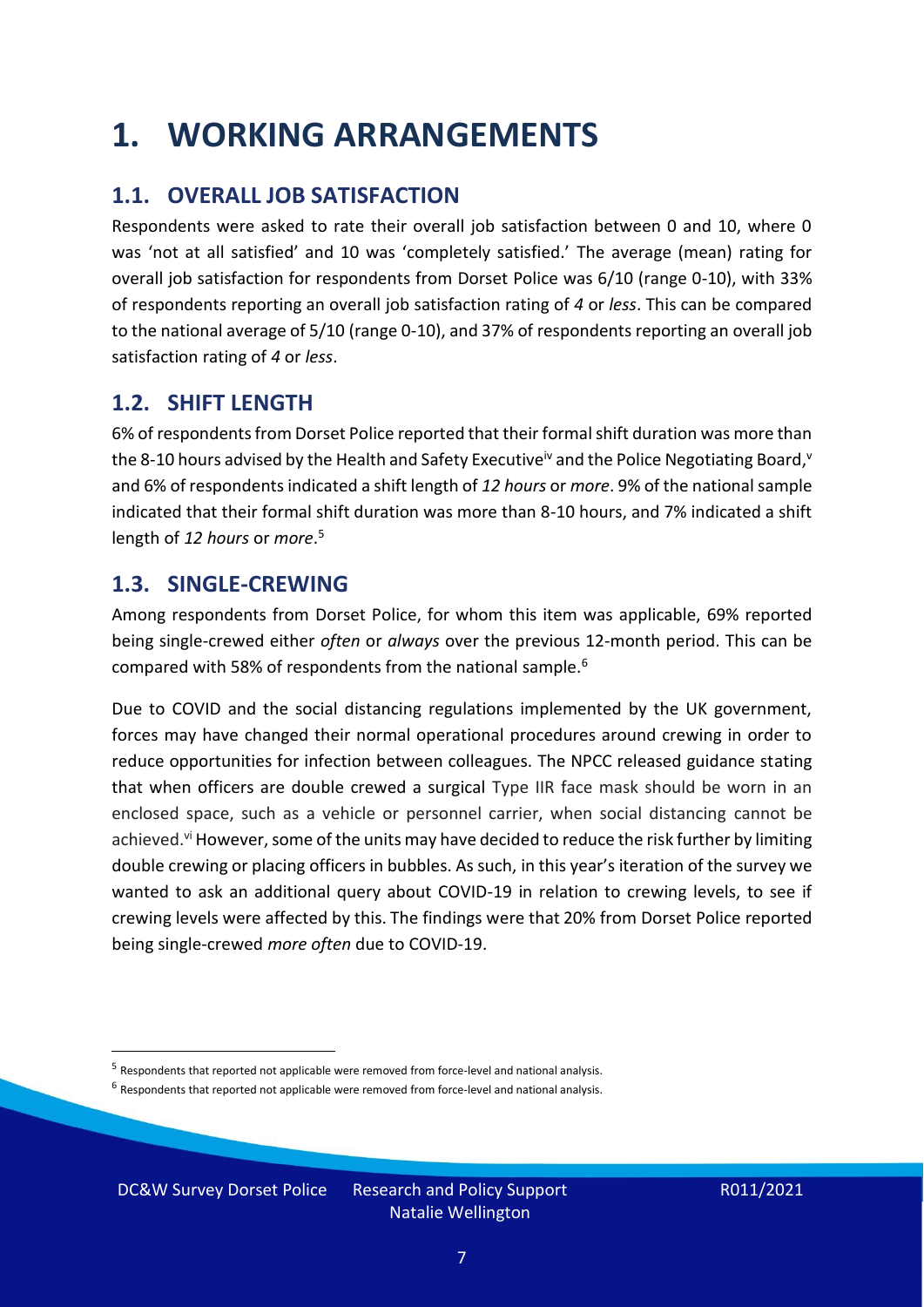# 1. WORKING ARRANGEMENTS

## 1.1. OVERALL JOB SATISFACTION

Respondents were asked to rate their overall job satisfaction between 0 and 10, where 0 was 'not at all satisfied' and 10 was 'completely satisfied.' The average (mean) rating for overall job satisfaction for respondents from Dorset Police was 6/10 (range 0-10), with 33% of respondents reporting an overall job satisfaction rating of *4* or *less*. This can be compared to the national average of 5/10 (range 0-10), and 37% of respondents reporting an overall job satisfaction rating of *4* or *less*.

## 1.2. SHIFT LENGTH

6% of respondents from Dorset Police reported that their formal shift duration was more than the 8-10 hours advised by the Health and Safety Executive[iv] and the Police Negotiating Board,[v] and 6% of respondents indicated a shift length of *12 hours* or *more*. 9% of the national sample indicated that their formal shift duration was more than 8-10 hours, and 7% indicated a shift length of *12 hours* or *more*.[5]

## 1.3. SINGLE-CREWING

Among respondents from Dorset Police, for whom this item was applicable, 69% reported being single-crewed either *often* or *always* over the previous 12-month period. This can be compared with 58% of respondents from the national sample.[6]

Due to COVID and the social distancing regulations implemented by the UK government, forces may have changed their normal operational procedures around crewing in order to reduce opportunities for infection between colleagues. The NPCC released guidance stating that when officers are double crewed a surgical Type IIR face mask should be worn in an enclosed space, such as a vehicle or personnel carrier, when social distancing cannot be achieved.[vi] However, some of the units may have decided to reduce the risk further by limiting double crewing or placing officers in bubbles. As such, in this year's iteration of the survey we wanted to ask an additional query about COVID-19 in relation to crewing levels, to see if crewing levels were affected by this. The findings were that 20% from Dorset Police reported being single-crewed *more often* due to COVID-19.

---

[5] Respondents that reported not applicable were removed from force-level and national analysis.

[6] Respondents that reported not applicable were removed from force-level and national analysis.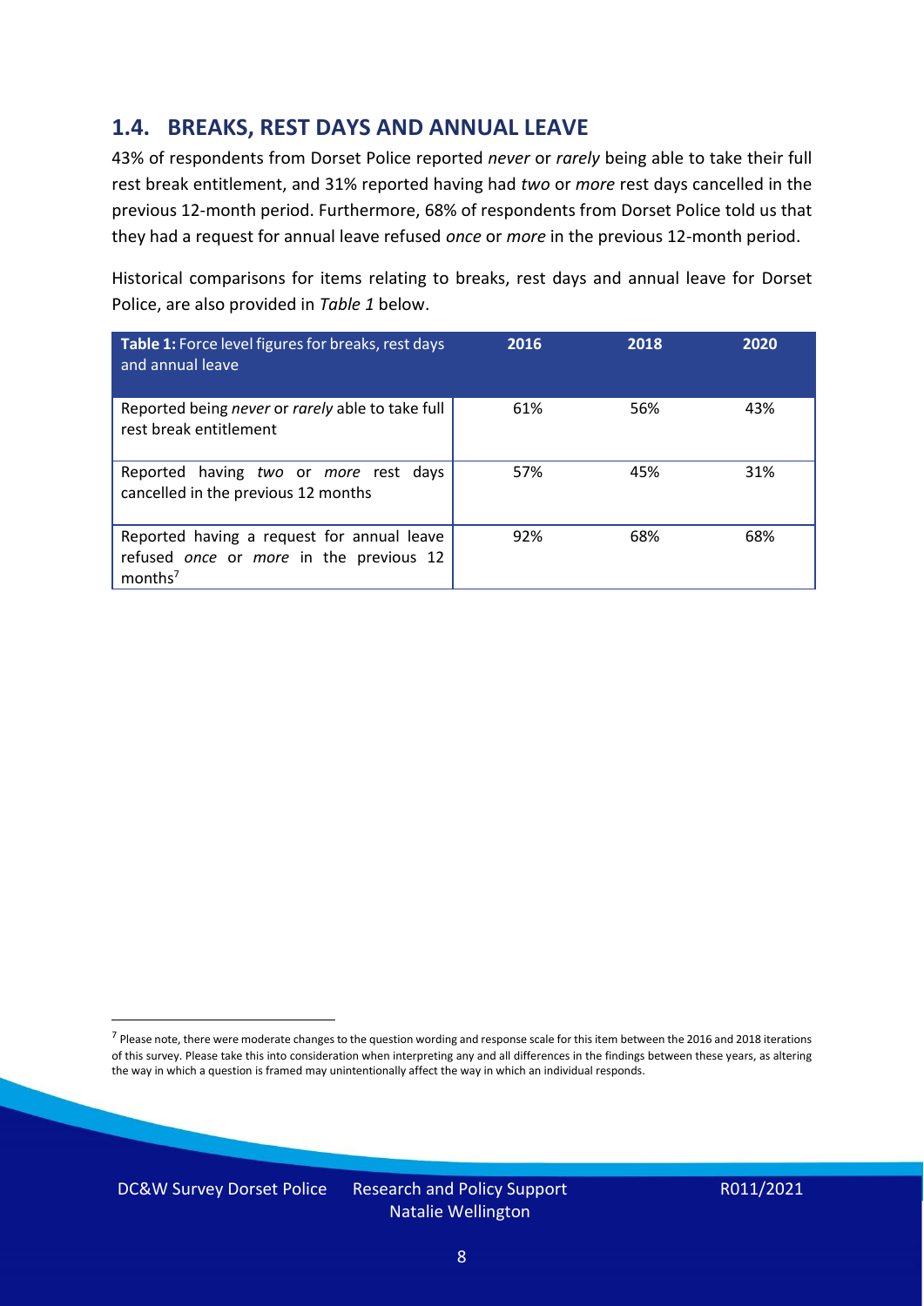## 1.4. BREAKS, REST DAYS AND ANNUAL LEAVE

43% of respondents from Dorset Police reported *never* or *rarely* being able to take their full rest break entitlement, and 31% reported having had *two* or *more* rest days cancelled in the previous 12-month period. Furthermore, 68% of respondents from Dorset Police told us that they had a request for annual leave refused *once* or *more* in the previous 12-month period.

Historical comparisons for items relating to breaks, rest days and annual leave for Dorset Police, are also provided in *Table 1* below.

| **Table 1:** Force level figures for breaks, rest days and annual leave | 2016 | 2018 | 2020 |
|---|---|---|---|
| Reported being *never* or *rarely* able to take full rest break entitlement | 61% | 56% | 43% |
| Reported having *two* or *more* rest days cancelled in the previous 12 months | 57% | 45% | 31% |
| Reported having a request for annual leave refused *once* or *more* in the previous 12 months[7] | 92% | 68% | 68% |

[7] Please note, there were moderate changes to the question wording and response scale for this item between the 2016 and 2018 iterations of this survey. Please take this into consideration when interpreting any and all differences in the findings between these years, as altering the way in which a question is framed may unintentionally affect the way in which an individual responds.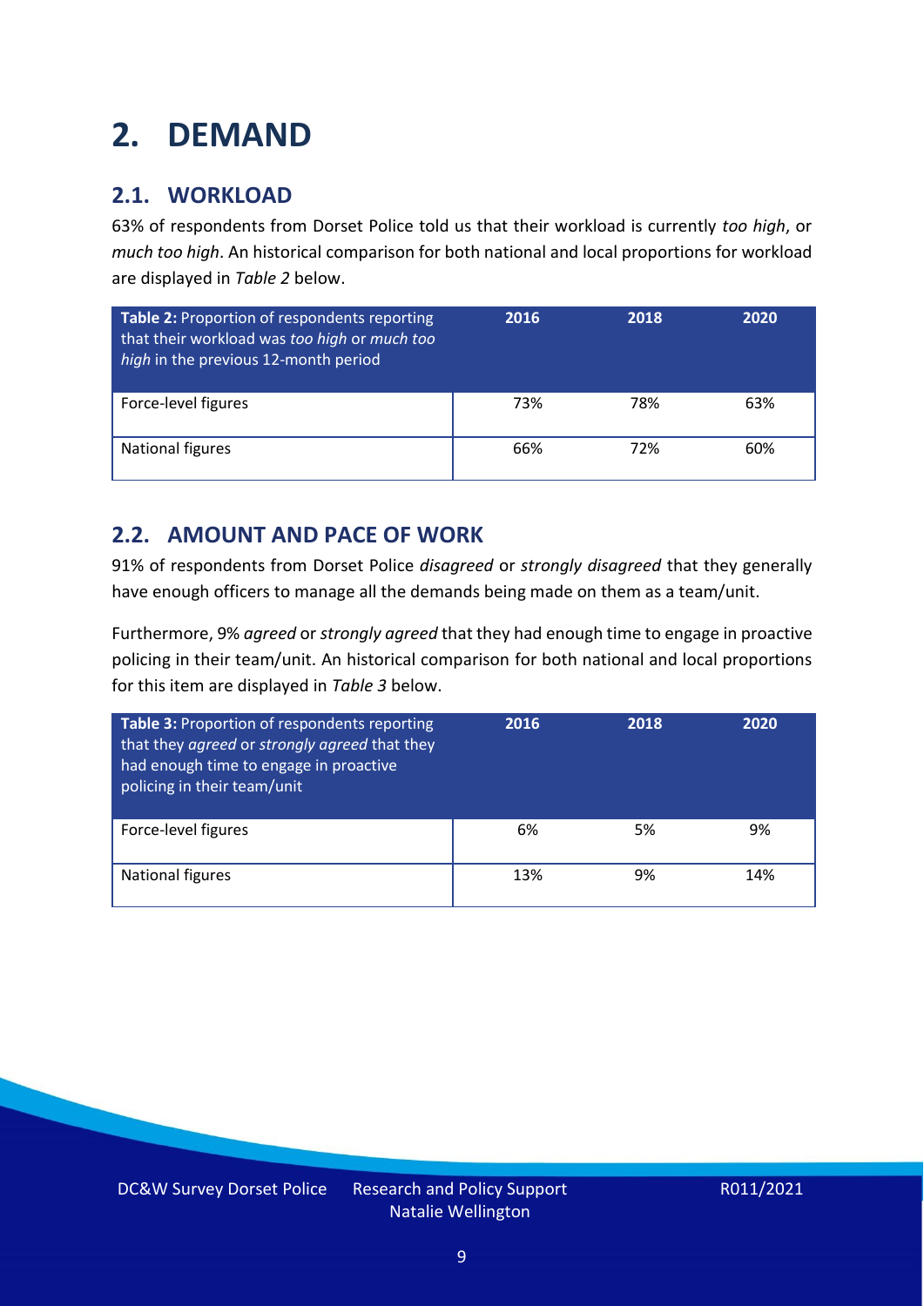# 2. DEMAND

## 2.1. WORKLOAD

63% of respondents from Dorset Police told us that their workload is currently *too high*, or *much too high*. An historical comparison for both national and local proportions for workload are displayed in *Table 2* below.

| **Table 2:** Proportion of respondents reporting that their workload was *too high* or *much too high* in the previous 12-month period | 2016 | 2018 | 2020 |
|---|---|---|---|
| Force-level figures | 73% | 78% | 63% |
| National figures | 66% | 72% | 60% |

## 2.2. AMOUNT AND PACE OF WORK

91% of respondents from Dorset Police *disagreed* or *strongly disagreed* that they generally have enough officers to manage all the demands being made on them as a team/unit.

Furthermore, 9% *agreed* or *strongly agreed* that they had enough time to engage in proactive policing in their team/unit. An historical comparison for both national and local proportions for this item are displayed in *Table 3* below.

| **Table 3:** Proportion of respondents reporting that they *agreed* or *strongly agreed* that they had enough time to engage in proactive policing in their team/unit | 2016 | 2018 | 2020 |
|---|---|---|---|
| Force-level figures | 6% | 5% | 9% |
| National figures | 13% | 9% | 14% |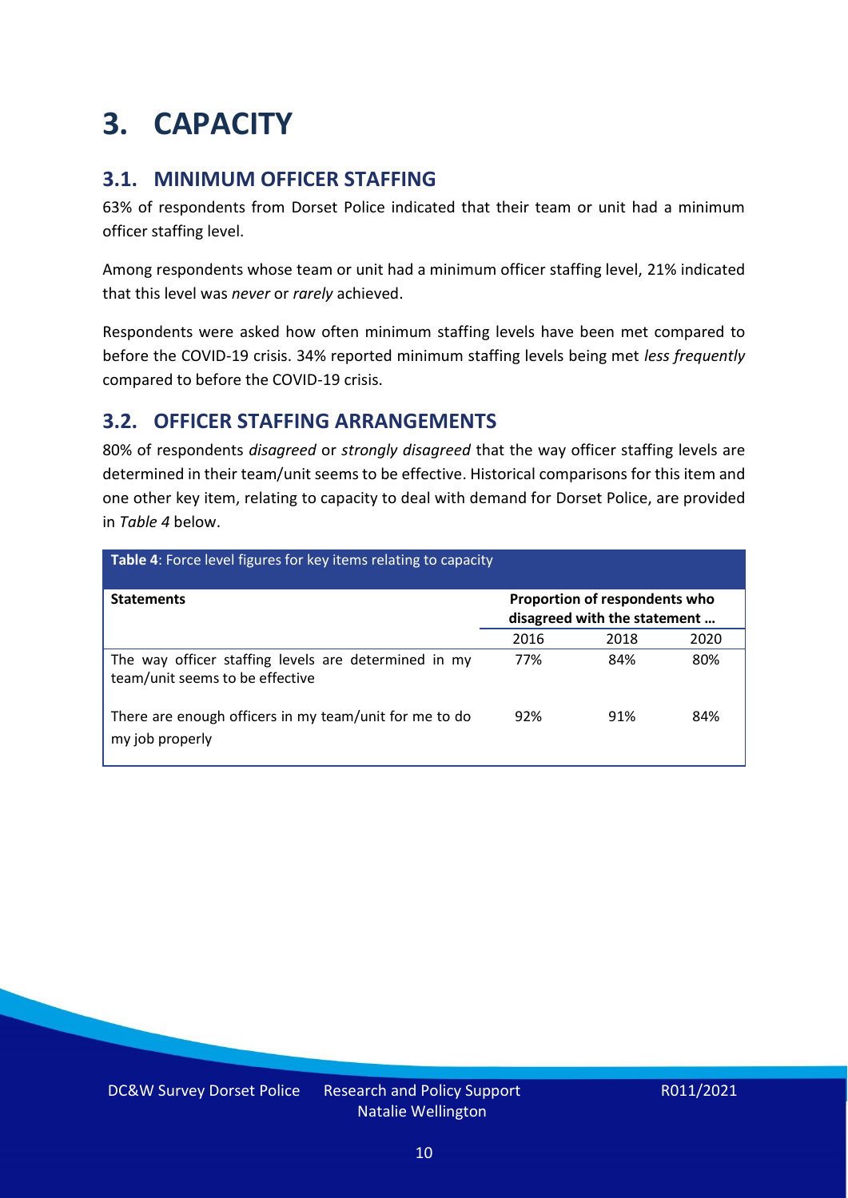# 3. CAPACITY

## 3.1. MINIMUM OFFICER STAFFING

63% of respondents from Dorset Police indicated that their team or unit had a minimum officer staffing level.

Among respondents whose team or unit had a minimum officer staffing level, 21% indicated that this level was *never* or *rarely* achieved.

Respondents were asked how often minimum staffing levels have been met compared to before the COVID-19 crisis. 34% reported minimum staffing levels being met *less frequently* compared to before the COVID-19 crisis.

## 3.2. OFFICER STAFFING ARRANGEMENTS

80% of respondents *disagreed* or *strongly disagreed* that the way officer staffing levels are determined in their team/unit seems to be effective. Historical comparisons for this item and one other key item, relating to capacity to deal with demand for Dorset Police, are provided in *Table 4* below.

**Table 4**: Force level figures for key items relating to capacity

| Statements | Proportion of respondents who disagreed with the statement … | | |
|---|---|---|---|
| | 2016 | 2018 | 2020 |
| The way officer staffing levels are determined in my team/unit seems to be effective | 77% | 84% | 80% |
| There are enough officers in my team/unit for me to do my job properly | 92% | 91% | 84% |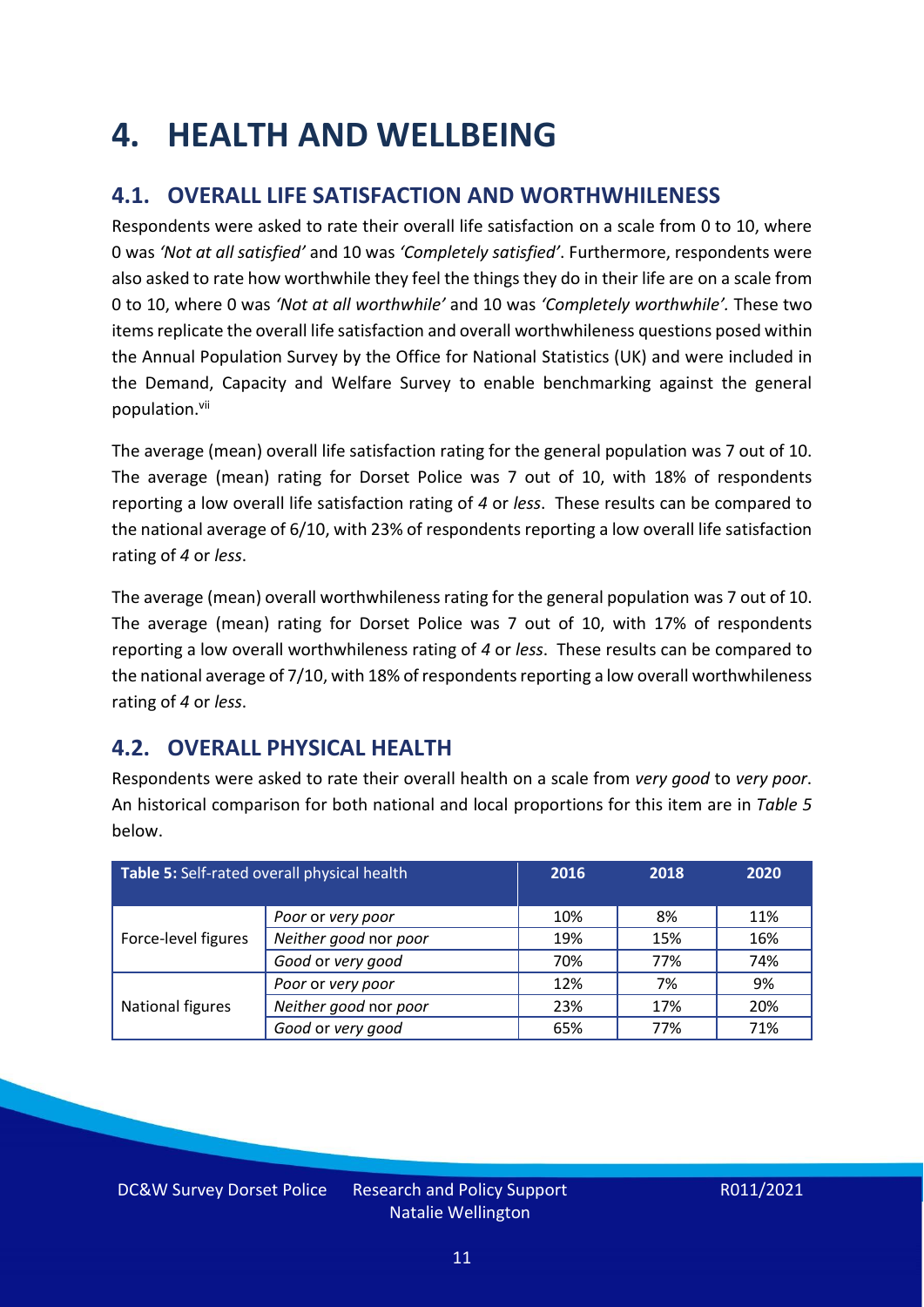# 4. HEALTH AND WELLBEING

## 4.1. OVERALL LIFE SATISFACTION AND WORTHWHILENESS

Respondents were asked to rate their overall life satisfaction on a scale from 0 to 10, where 0 was *'Not at all satisfied'* and 10 was *'Completely satisfied'*. Furthermore, respondents were also asked to rate how worthwhile they feel the things they do in their life are on a scale from 0 to 10, where 0 was *'Not at all worthwhile'* and 10 was *'Completely worthwhile'.* These two items replicate the overall life satisfaction and overall worthwhileness questions posed within the Annual Population Survey by the Office for National Statistics (UK) and were included in the Demand, Capacity and Welfare Survey to enable benchmarking against the general population.[vii]

The average (mean) overall life satisfaction rating for the general population was 7 out of 10. The average (mean) rating for Dorset Police was 7 out of 10, with 18% of respondents reporting a low overall life satisfaction rating of *4* or *less*. These results can be compared to the national average of 6/10, with 23% of respondents reporting a low overall life satisfaction rating of *4* or *less*.

The average (mean) overall worthwhileness rating for the general population was 7 out of 10. The average (mean) rating for Dorset Police was 7 out of 10, with 17% of respondents reporting a low overall worthwhileness rating of *4* or *less*. These results can be compared to the national average of 7/10, with 18% of respondents reporting a low overall worthwhileness rating of *4* or *less*.

## 4.2. OVERALL PHYSICAL HEALTH

Respondents were asked to rate their overall health on a scale from *very good* to *very poor*. An historical comparison for both national and local proportions for this item are in *Table 5* below.

| **Table 5:** Self-rated overall physical health | | 2016 | 2018 | 2020 |
|---|---|---|---|---|
| Force-level figures | *Poor* or *very poor* | 10% | 8% | 11% |
| | *Neither good* nor *poor* | 19% | 15% | 16% |
| | *Good* or *very good* | 70% | 77% | 74% |
| National figures | *Poor* or *very poor* | 12% | 7% | 9% |
| | *Neither good* nor *poor* | 23% | 17% | 20% |
| | *Good* or *very good* | 65% | 77% | 71% |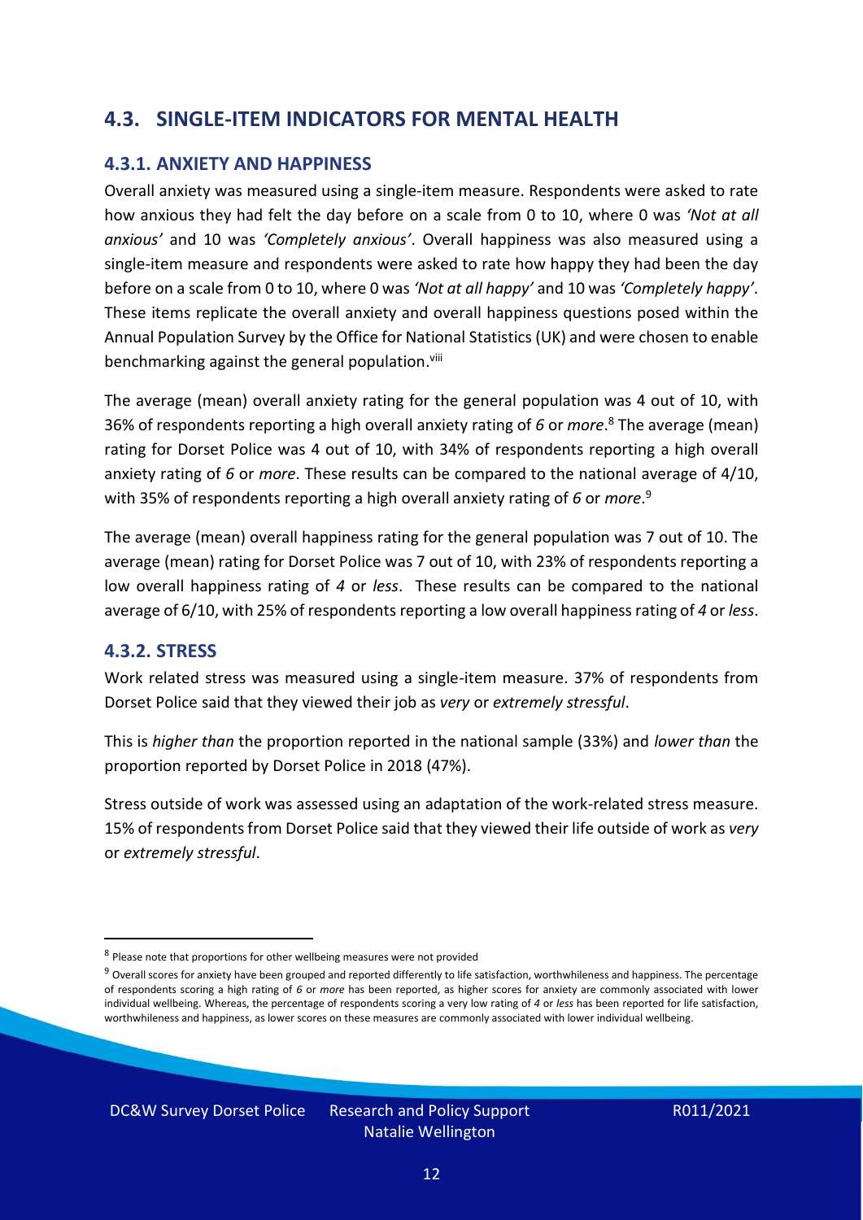## 4.3. SINGLE-ITEM INDICATORS FOR MENTAL HEALTH

### 4.3.1. ANXIETY AND HAPPINESS

Overall anxiety was measured using a single-item measure. Respondents were asked to rate how anxious they had felt the day before on a scale from 0 to 10, where 0 was *'Not at all anxious'* and 10 was *'Completely anxious'*. Overall happiness was also measured using a single-item measure and respondents were asked to rate how happy they had been the day before on a scale from 0 to 10, where 0 was *'Not at all happy'* and 10 was *'Completely happy'*. These items replicate the overall anxiety and overall happiness questions posed within the Annual Population Survey by the Office for National Statistics (UK) and were chosen to enable benchmarking against the general population.[viii]

The average (mean) overall anxiety rating for the general population was 4 out of 10, with 36% of respondents reporting a high overall anxiety rating of *6* or *more*.[8] The average (mean) rating for Dorset Police was 4 out of 10, with 34% of respondents reporting a high overall anxiety rating of *6* or *more*. These results can be compared to the national average of 4/10, with 35% of respondents reporting a high overall anxiety rating of *6* or *more*.[9]

The average (mean) overall happiness rating for the general population was 7 out of 10. The average (mean) rating for Dorset Police was 7 out of 10, with 23% of respondents reporting a low overall happiness rating of *4* or *less*. These results can be compared to the national average of 6/10, with 25% of respondents reporting a low overall happiness rating of *4* or *less*.

### 4.3.2. STRESS

Work related stress was measured using a single-item measure. 37% of respondents from Dorset Police said that they viewed their job as *very* or *extremely stressful*.

This is *higher than* the proportion reported in the national sample (33%) and *lower than* the proportion reported by Dorset Police in 2018 (47%).

Stress outside of work was assessed using an adaptation of the work-related stress measure. 15% of respondents from Dorset Police said that they viewed their life outside of work as *very* or *extremely stressful*.

---

[8] Please note that proportions for other wellbeing measures were not provided

[9] Overall scores for anxiety have been grouped and reported differently to life satisfaction, worthwhileness and happiness. The percentage of respondents scoring a high rating of *6* or *more* has been reported, as higher scores for anxiety are commonly associated with lower individual wellbeing. Whereas, the percentage of respondents scoring a very low rating of *4* or *less* has been reported for life satisfaction, worthwhileness and happiness, as lower scores on these measures are commonly associated with lower individual wellbeing.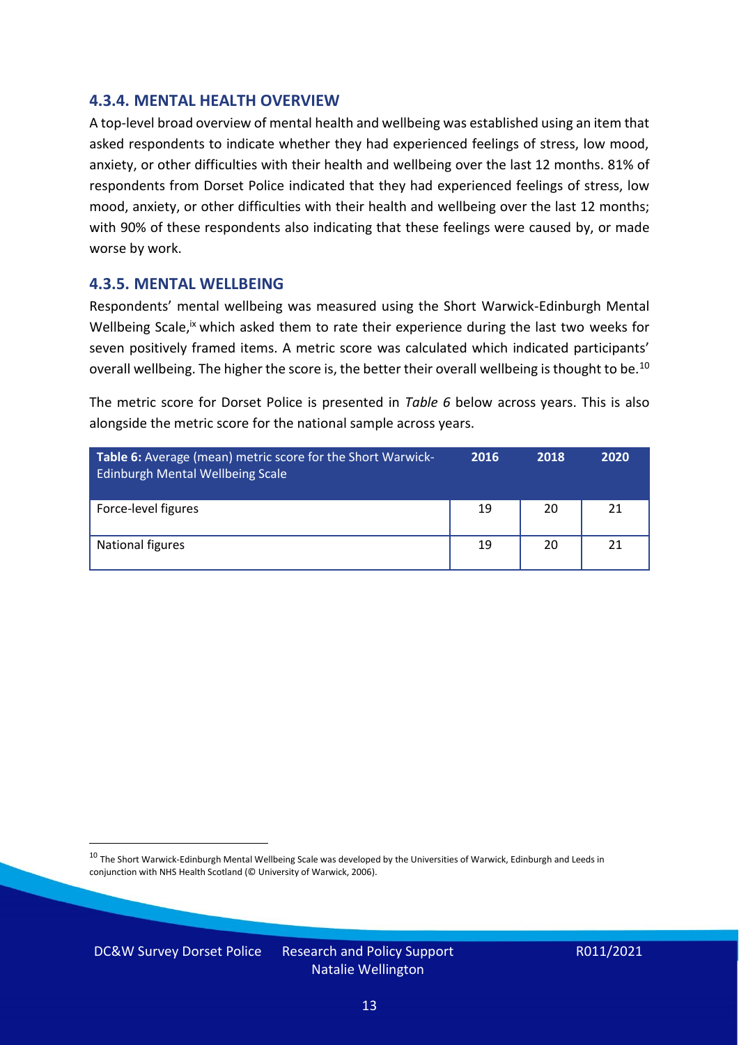### 4.3.4. MENTAL HEALTH OVERVIEW

A top-level broad overview of mental health and wellbeing was established using an item that asked respondents to indicate whether they had experienced feelings of stress, low mood, anxiety, or other difficulties with their health and wellbeing over the last 12 months. 81% of respondents from Dorset Police indicated that they had experienced feelings of stress, low mood, anxiety, or other difficulties with their health and wellbeing over the last 12 months; with 90% of these respondents also indicating that these feelings were caused by, or made worse by work.

### 4.3.5. MENTAL WELLBEING

Respondents' mental wellbeing was measured using the Short Warwick-Edinburgh Mental Wellbeing Scale,[ix] which asked them to rate their experience during the last two weeks for seven positively framed items. A metric score was calculated which indicated participants' overall wellbeing. The higher the score is, the better their overall wellbeing is thought to be.[10]

The metric score for Dorset Police is presented in *Table 6* below across years. This is also alongside the metric score for the national sample across years.

| **Table 6:** Average (mean) metric score for the Short Warwick-Edinburgh Mental Wellbeing Scale | 2016 | 2018 | 2020 |
|---|---|---|---|
| Force-level figures | 19 | 20 | 21 |
| National figures | 19 | 20 | 21 |

[10] The Short Warwick-Edinburgh Mental Wellbeing Scale was developed by the Universities of Warwick, Edinburgh and Leeds in conjunction with NHS Health Scotland (© University of Warwick, 2006).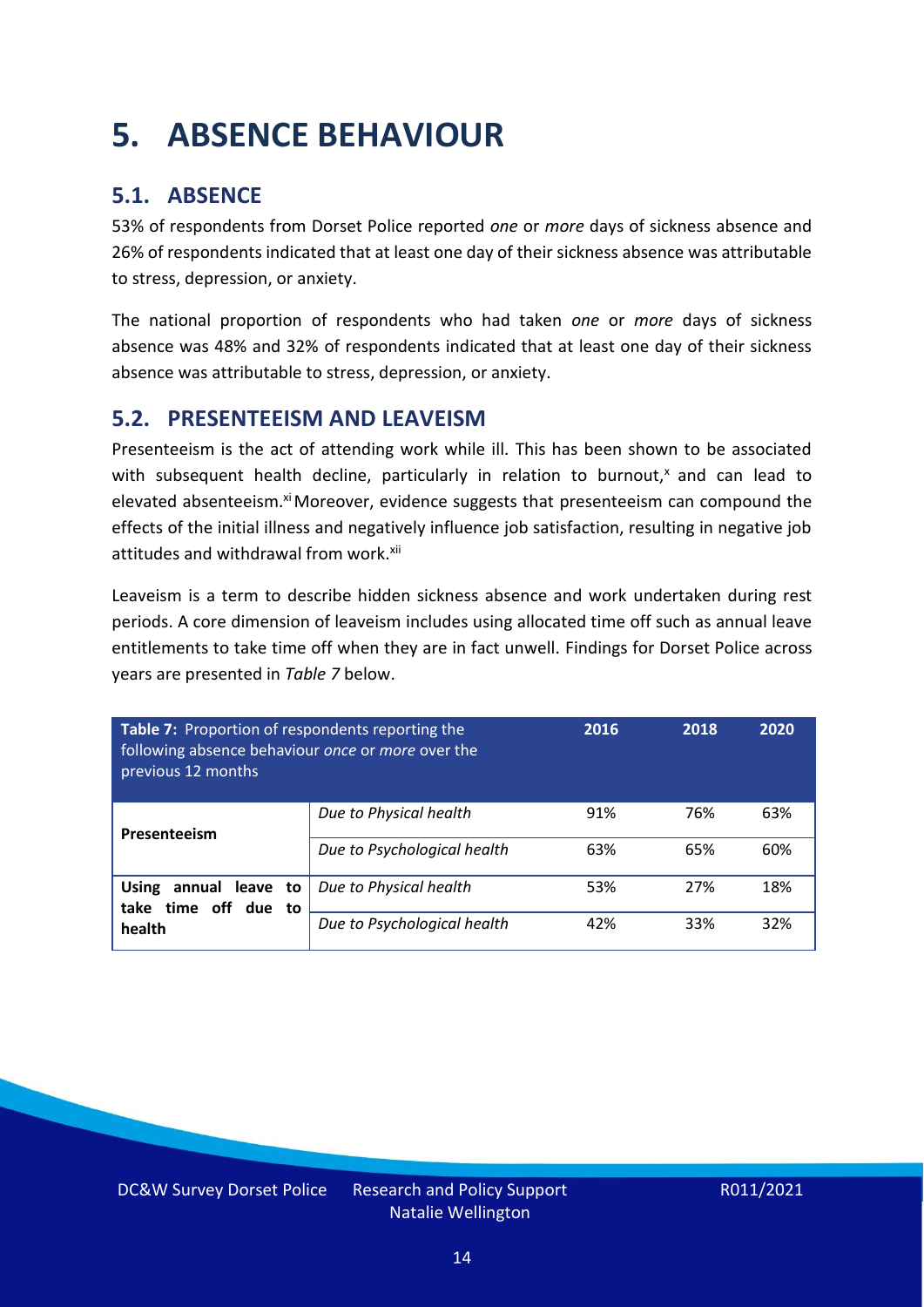# 5. ABSENCE BEHAVIOUR

## 5.1. ABSENCE

53% of respondents from Dorset Police reported *one* or *more* days of sickness absence and 26% of respondents indicated that at least one day of their sickness absence was attributable to stress, depression, or anxiety.

The national proportion of respondents who had taken *one* or *more* days of sickness absence was 48% and 32% of respondents indicated that at least one day of their sickness absence was attributable to stress, depression, or anxiety.

## 5.2. PRESENTEEISM AND LEAVEISM

Presenteeism is the act of attending work while ill. This has been shown to be associated with subsequent health decline, particularly in relation to burnout,[x] and can lead to elevated absenteeism.[xi] Moreover, evidence suggests that presenteeism can compound the effects of the initial illness and negatively influence job satisfaction, resulting in negative job attitudes and withdrawal from work.[xii]

Leaveism is a term to describe hidden sickness absence and work undertaken during rest periods. A core dimension of leaveism includes using allocated time off such as annual leave entitlements to take time off when they are in fact unwell. Findings for Dorset Police across years are presented in *Table 7* below.

| **Table 7:** Proportion of respondents reporting the following absence behaviour *once* or *more* over the previous 12 months | | 2016 | 2018 | 2020 |
|---|---|---|---|---|
| **Presenteeism** | *Due to Physical health* | 91% | 76% | 63% |
| | *Due to Psychological health* | 63% | 65% | 60% |
| **Using annual leave to take time off due to health** | *Due to Physical health* | 53% | 27% | 18% |
| | *Due to Psychological health* | 42% | 33% | 32% |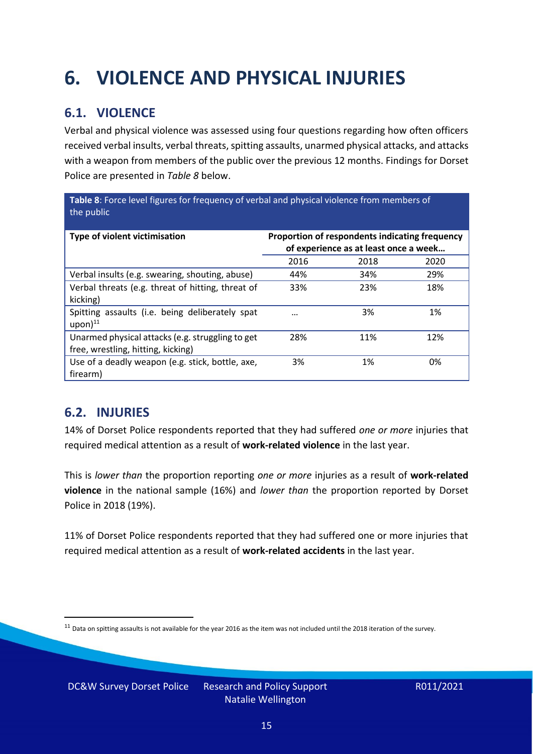# 6. VIOLENCE AND PHYSICAL INJURIES

## 6.1. VIOLENCE

Verbal and physical violence was assessed using four questions regarding how often officers received verbal insults, verbal threats, spitting assaults, unarmed physical attacks, and attacks with a weapon from members of the public over the previous 12 months. Findings for Dorset Police are presented in *Table 8* below.

**Table 8**: Force level figures for frequency of verbal and physical violence from members of the public

| Type of violent victimisation | Proportion of respondents indicating frequency of experience as at least once a week… | | |
|---|---|---|---|
| | 2016 | 2018 | 2020 |
| Verbal insults (e.g. swearing, shouting, abuse) | 44% | 34% | 29% |
| Verbal threats (e.g. threat of hitting, threat of kicking) | 33% | 23% | 18% |
| Spitting assaults (i.e. being deliberately spat upon)[11] | … | 3% | 1% |
| Unarmed physical attacks (e.g. struggling to get free, wrestling, hitting, kicking) | 28% | 11% | 12% |
| Use of a deadly weapon (e.g. stick, bottle, axe, firearm) | 3% | 1% | 0% |

## 6.2. INJURIES

14% of Dorset Police respondents reported that they had suffered *one or more* injuries that required medical attention as a result of **work-related violence** in the last year.

This is *lower than* the proportion reporting *one or more* injuries as a result of **work-related violence** in the national sample (16%) and *lower than* the proportion reported by Dorset Police in 2018 (19%).

11% of Dorset Police respondents reported that they had suffered one or more injuries that required medical attention as a result of **work-related accidents** in the last year.

[11] Data on spitting assaults is not available for the year 2016 as the item was not included until the 2018 iteration of the survey.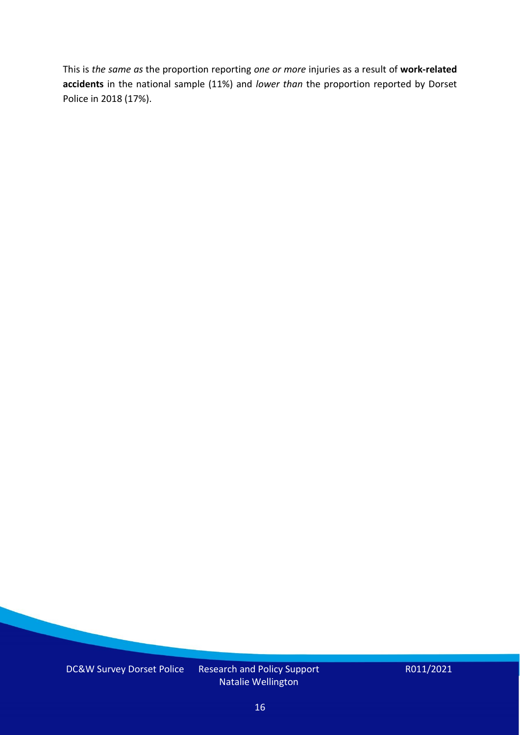This is *the same as* the proportion reporting *one or more* injuries as a result of **work-related accidents** in the national sample (11%) and *lower than* the proportion reported by Dorset Police in 2018 (17%).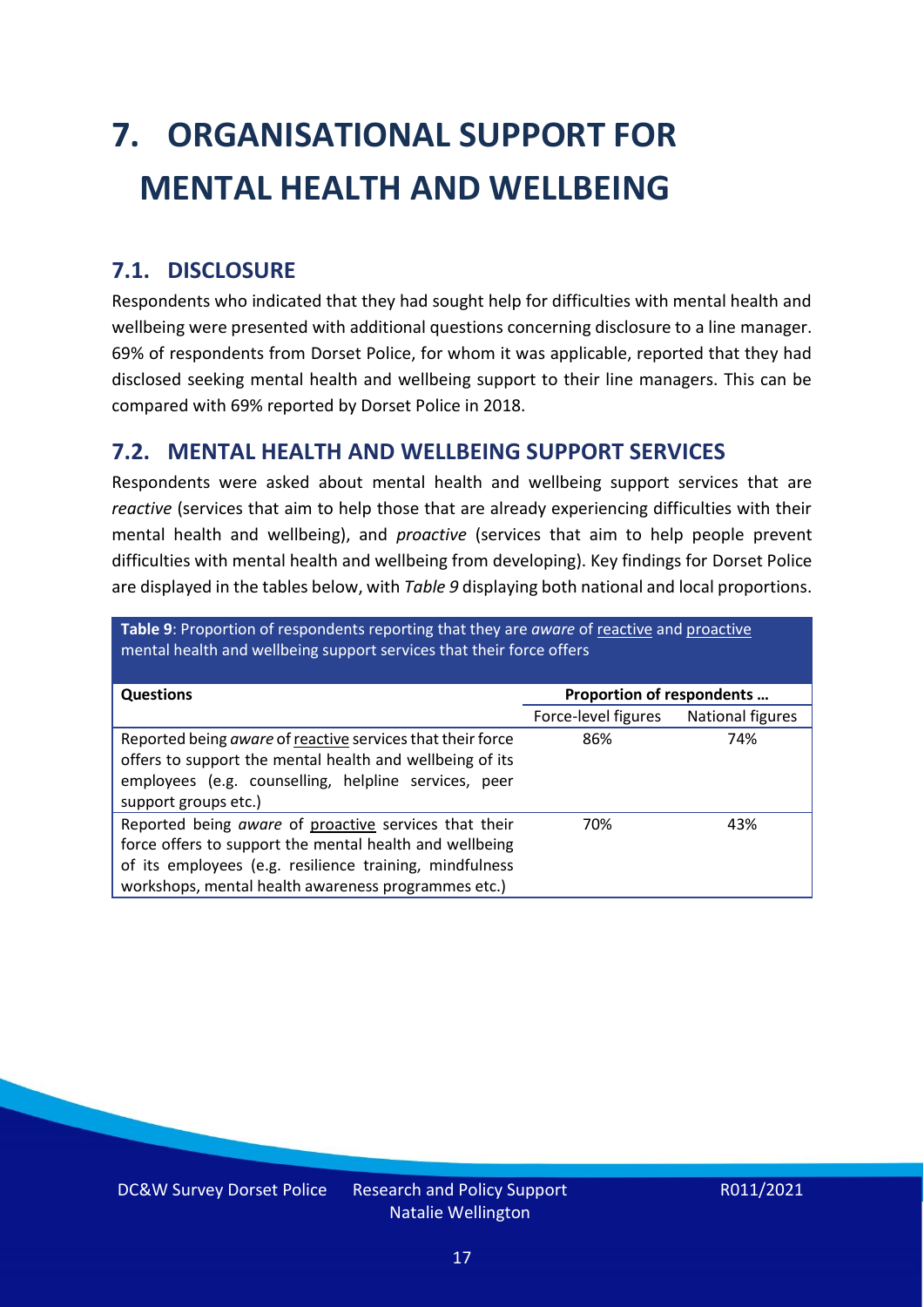# 7. ORGANISATIONAL SUPPORT FOR MENTAL HEALTH AND WELLBEING

## 7.1. DISCLOSURE

Respondents who indicated that they had sought help for difficulties with mental health and wellbeing were presented with additional questions concerning disclosure to a line manager. 69% of respondents from Dorset Police, for whom it was applicable, reported that they had disclosed seeking mental health and wellbeing support to their line managers. This can be compared with 69% reported by Dorset Police in 2018.

## 7.2. MENTAL HEALTH AND WELLBEING SUPPORT SERVICES

Respondents were asked about mental health and wellbeing support services that are *reactive* (services that aim to help those that are already experiencing difficulties with their mental health and wellbeing), and *proactive* (services that aim to help people prevent difficulties with mental health and wellbeing from developing). Key findings for Dorset Police are displayed in the tables below, with *Table 9* displaying both national and local proportions.

**Table 9**: Proportion of respondents reporting that they are *aware* of reactive and proactive mental health and wellbeing support services that their force offers

| Questions | Proportion of respondents … | |
|---|---|---|
| | Force-level figures | National figures |
| Reported being *aware* of reactive services that their force offers to support the mental health and wellbeing of its employees (e.g. counselling, helpline services, peer support groups etc.) | 86% | 74% |
| Reported being *aware* of proactive services that their force offers to support the mental health and wellbeing of its employees (e.g. resilience training, mindfulness workshops, mental health awareness programmes etc.) | 70% | 43% |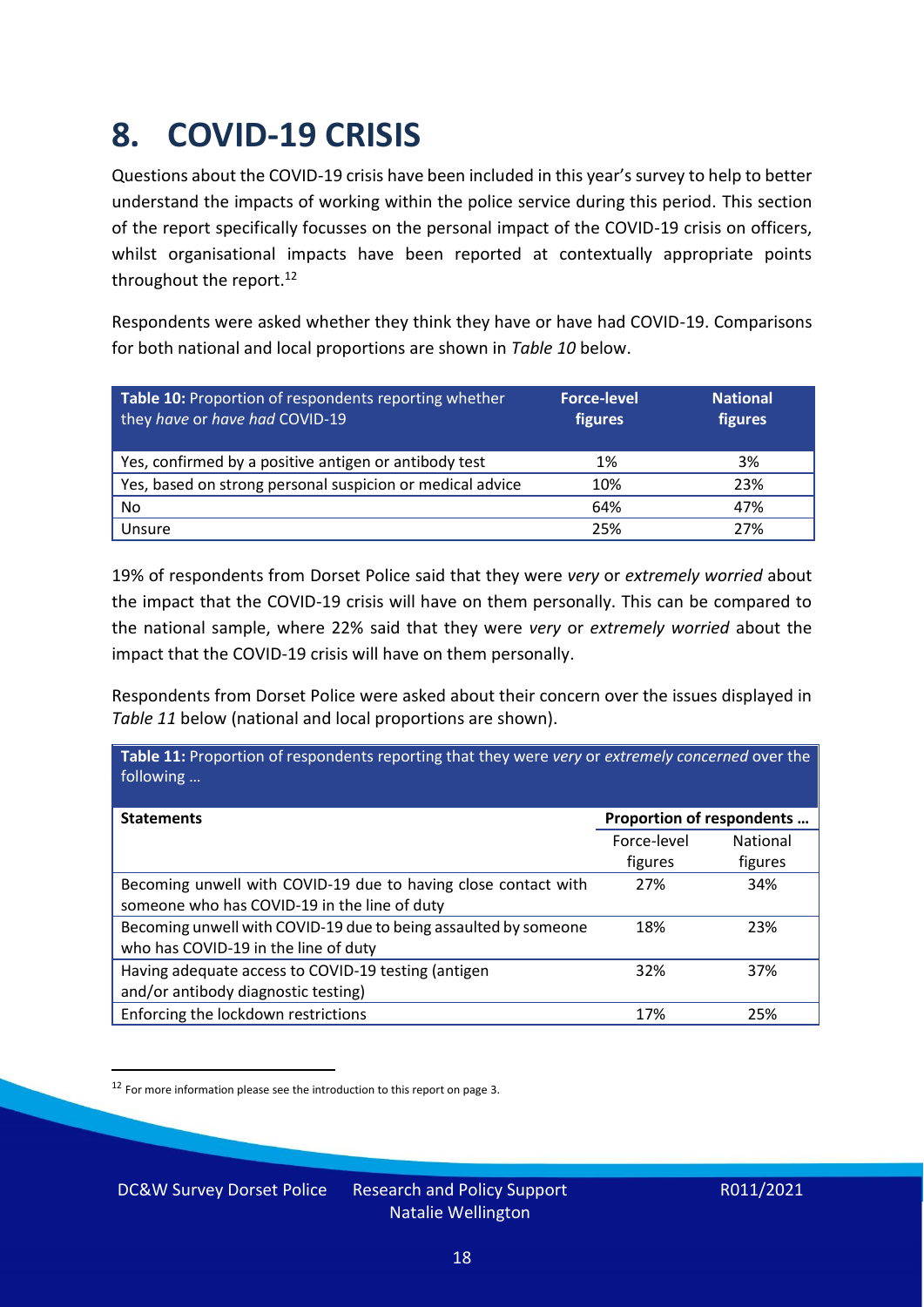# 8. COVID-19 CRISIS

Questions about the COVID-19 crisis have been included in this year's survey to help to better understand the impacts of working within the police service during this period. This section of the report specifically focusses on the personal impact of the COVID-19 crisis on officers, whilst organisational impacts have been reported at contextually appropriate points throughout the report.[12]

Respondents were asked whether they think they have or have had COVID-19. Comparisons for both national and local proportions are shown in *Table 10* below.

| **Table 10:** Proportion of respondents reporting whether they *have* or *have had* COVID-19 | **Force-level figures** | **National figures** |
|---|---|---|
| Yes, confirmed by a positive antigen or antibody test | 1% | 3% |
| Yes, based on strong personal suspicion or medical advice | 10% | 23% |
| No | 64% | 47% |
| Unsure | 25% | 27% |

19% of respondents from Dorset Police said that they were *very* or *extremely worried* about the impact that the COVID-19 crisis will have on them personally. This can be compared to the national sample, where 22% said that they were *very* or *extremely worried* about the impact that the COVID-19 crisis will have on them personally.

Respondents from Dorset Police were asked about their concern over the issues displayed in *Table 11* below (national and local proportions are shown).

**Table 11:** Proportion of respondents reporting that they were *very* or *extremely concerned* over the following …

| **Statements** | **Proportion of respondents …** | |
|---|---|---|
| | Force-level figures | National figures |
| Becoming unwell with COVID-19 due to having close contact with someone who has COVID-19 in the line of duty | 27% | 34% |
| Becoming unwell with COVID-19 due to being assaulted by someone who has COVID-19 in the line of duty | 18% | 23% |
| Having adequate access to COVID-19 testing (antigen and/or antibody diagnostic testing) | 32% | 37% |
| Enforcing the lockdown restrictions | 17% | 25% |

[12] For more information please see the introduction to this report on page 3.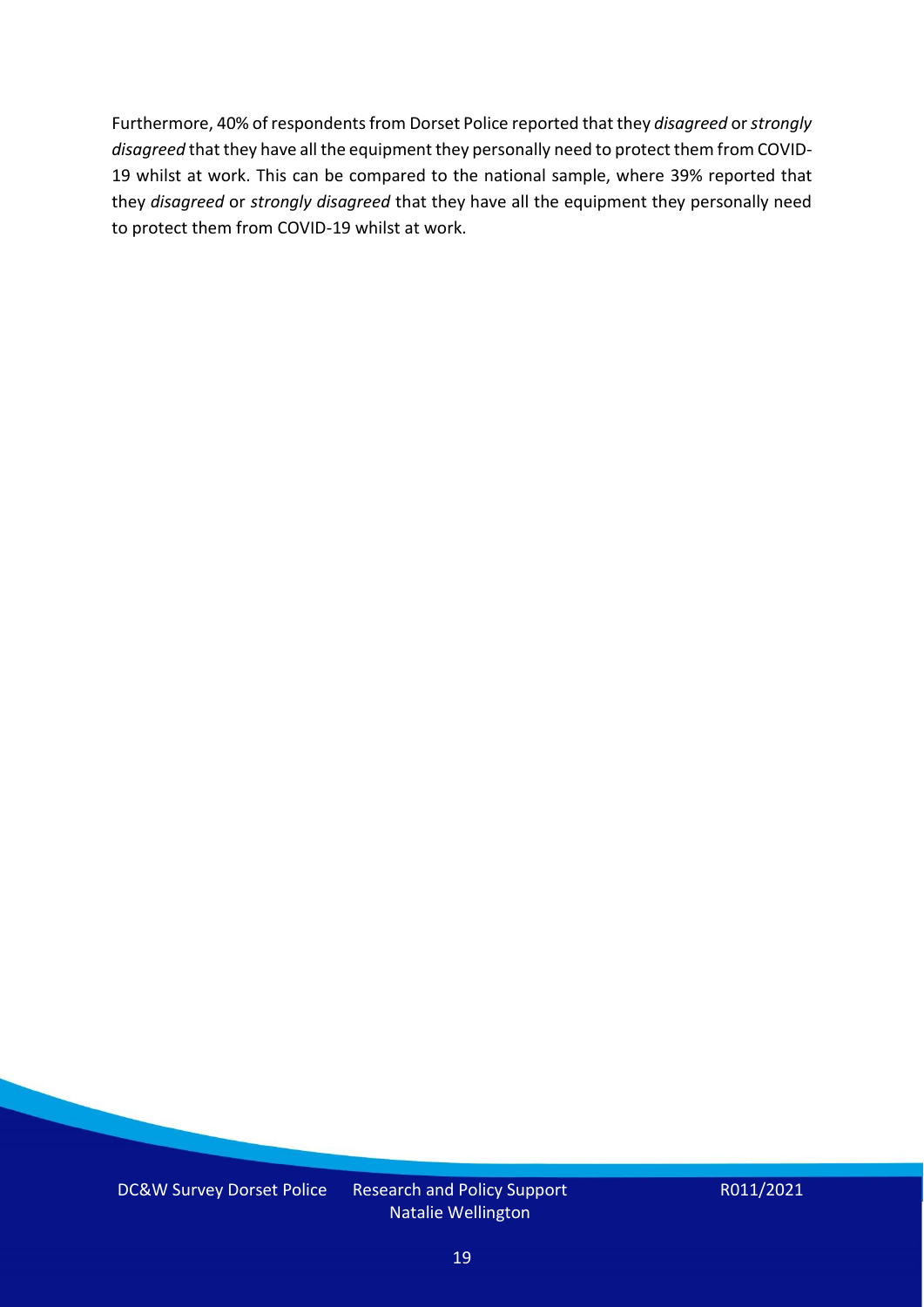Furthermore, 40% of respondents from Dorset Police reported that they *disagreed* or *strongly disagreed* that they have all the equipment they personally need to protect them from COVID-19 whilst at work. This can be compared to the national sample, where 39% reported that they *disagreed* or *strongly disagreed* that they have all the equipment they personally need to protect them from COVID-19 whilst at work.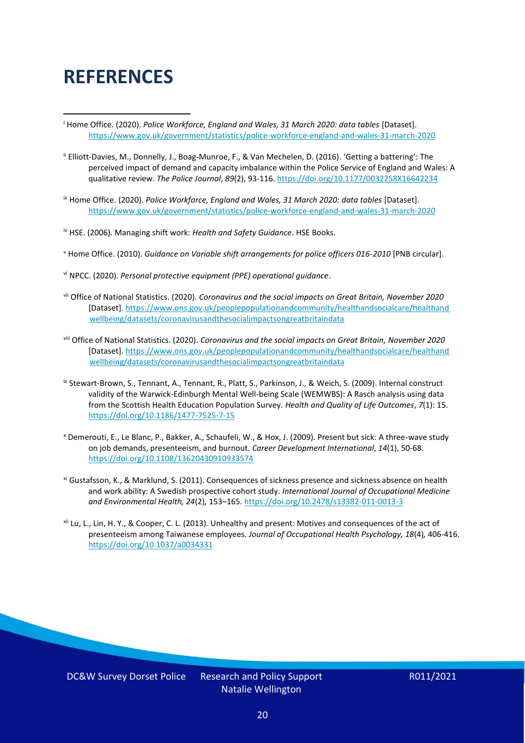# REFERENCES

[i] Home Office. (2020). *Police Workforce, England and Wales, 31 March 2020: data tables* [Dataset]. https://www.gov.uk/government/statistics/police-workforce-england-and-wales-31-march-2020

[ii] Elliott-Davies, M., Donnelly, J., Boag-Munroe, F., & Van Mechelen, D. (2016). 'Getting a battering': The perceived impact of demand and capacity imbalance within the Police Service of England and Wales: A qualitative review. *The Police Journal*, *89*(2), 93-116. https://doi.org/10.1177/0032258X16642234

[iii] Home Office. (2020). *Police Workforce, England and Wales, 31 March 2020: data tables* [Dataset]. https://www.gov.uk/government/statistics/police-workforce-england-and-wales-31-march-2020

[iv] HSE. (2006). Managing shift work: *Health and Safety Guidance*. HSE Books.

[v] Home Office. (2010). *Guidance on Variable shift arrangements for police officers 016-2010* [PNB circular].

[vi] NPCC. (2020). *Personal protective equipment (PPE) operational guidance*.

[vii] Office of National Statistics. (2020). *Coronavirus and the social impacts on Great Britain, November 2020* [Dataset]. https://www.ons.gov.uk/peoplepopulationandcommunity/healthandsocialcare/healthandwellbeing/datasets/coronavirusandthesocialimpactsongreatbritaindata

[viii] Office of National Statistics. (2020). *Coronavirus and the social impacts on Great Britain, November 2020* [Dataset]. https://www.ons.gov.uk/peoplepopulationandcommunity/healthandsocialcare/healthandwellbeing/datasets/coronavirusandthesocialimpactsongreatbritaindata

[ix] Stewart-Brown, S., Tennant, A., Tennant, R., Platt, S., Parkinson, J., & Weich, S. (2009). Internal construct validity of the Warwick-Edinburgh Mental Well-being Scale (WEMWBS): A Rasch analysis using data from the Scottish Health Education Population Survey. *Health and Quality of Life Outcomes*, *7*(1): 15. https://doi.org/10.1186/1477-7525-7-15

[x] Demerouti, E., Le Blanc, P., Bakker, A., Schaufeli, W., & Hox, J. (2009). Present but sick: A three-wave study on job demands, presenteeism, and burnout. *Career Development International*, *14*(1), 50-68. https://doi.org/10.1108/13620430910933574

[xi] Gustafsson, K., & Marklund, S. (2011). Consequences of sickness presence and sickness absence on health and work ability: A Swedish prospective cohort study. *International Journal of Occupational Medicine and Environmental Health, 24*(2)*,* 153–165. https://doi.org/10.2478/s13382-011-0013-3

[xii] Lu, L., Lin, H. Y., & Cooper, C. L. (2013). Unhealthy and present: Motives and consequences of the act of presenteeism among Taiwanese employees. *Journal of Occupational Health Psychology, 18*(4)*,* 406-416. https://doi.org/10.1037/a0034331